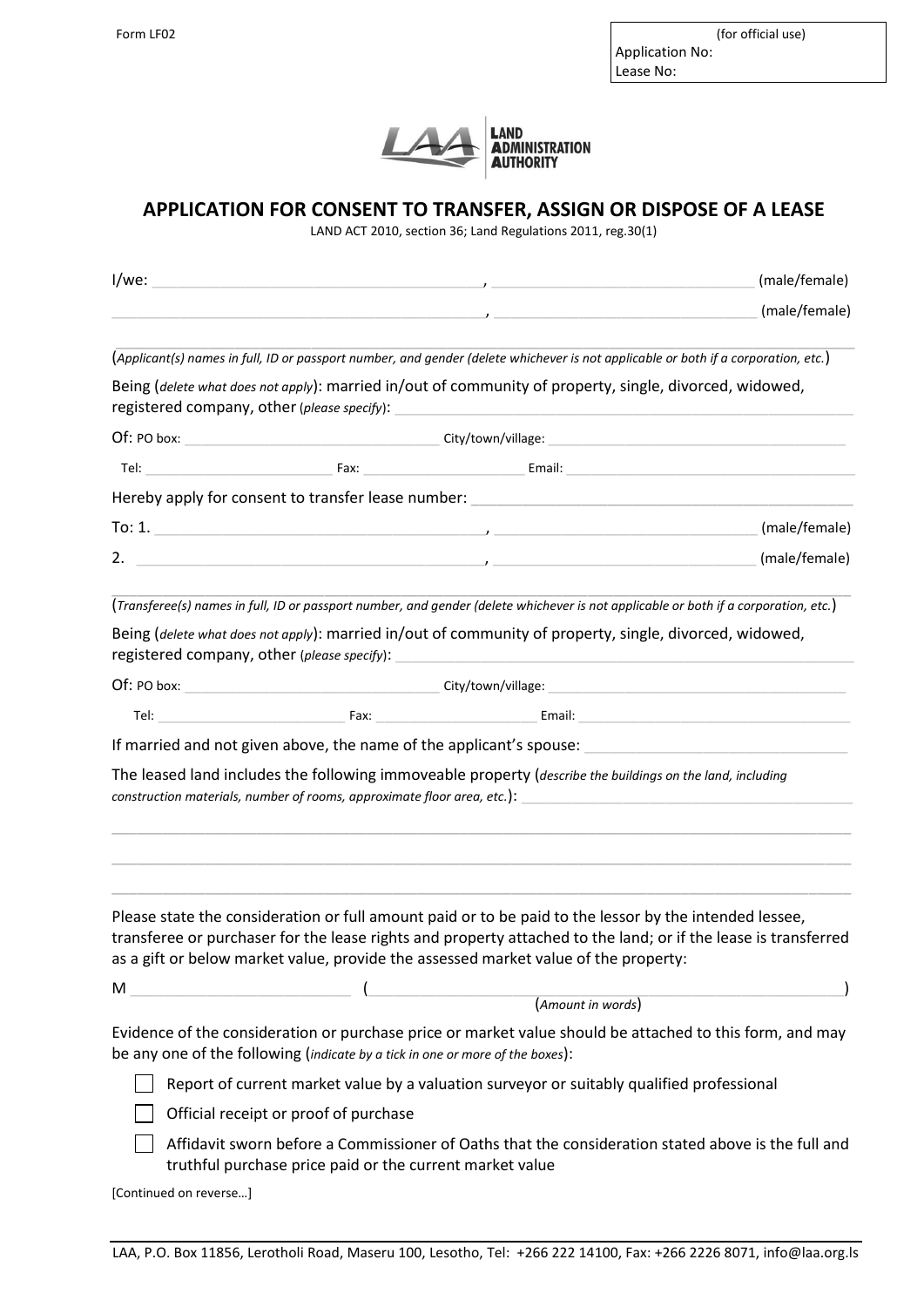Form LF02

| (for official use) |
| --- |
| Application No: |
| Lease No: |

LAND ADMINISTRATION AUTHORITY

# APPLICATION FOR CONSENT TO TRANSFER, ASSIGN OR DISPOSE OF A LEASE

LAND ACT 2010, section 36; Land Regulations 2011, reg.30(1)

I/we: ______________________________, ______________________________ (male/female)

______________________________, ______________________________ (male/female)

(*Applicant(s) names in full, ID or passport number, and gender (delete whichever is not applicable or both if a corporation, etc.*)

Being (*delete what does not apply*): married in/out of community of property, single, divorced, widowed, registered company, other (*please specify*): ______________________________

Of: PO box: ____________________ City/town/village: ____________________

Tel: ____________________ Fax: ____________________ Email: ____________________

Hereby apply for consent to transfer lease number: ______________________________

To: 1. ______________________________, ______________________________ (male/female)

2. ______________________________, ______________________________ (male/female)

(*Transferee(s) names in full, ID or passport number, and gender (delete whichever is not applicable or both if a corporation, etc.*)

Being (*delete what does not apply*): married in/out of community of property, single, divorced, widowed, registered company, other (*please specify*): ______________________________

Of: PO box: ____________________ City/town/village: ____________________

Tel: ____________________ Fax: ____________________ Email: ____________________

If married and not given above, the name of the applicant's spouse: ______________________________

The leased land includes the following immoveable property (*describe the buildings on the land, including construction materials, number of rooms, approximate floor area, etc.*): ______________________________

______________________________

______________________________

______________________________

Please state the consideration or full amount paid or to be paid to the lessor by the intended lessee, transferee or purchaser for the lease rights and property attached to the land; or if the lease is transferred as a gift or below market value, provide the assessed market value of the property:

M ____________________ (______________________________)
(*Amount in words*)

Evidence of the consideration or purchase price or market value should be attached to this form, and may be any one of the following (*indicate by a tick in one or more of the boxes*):

- ☐ Report of current market value by a valuation surveyor or suitably qualified professional
- ☐ Official receipt or proof of purchase
- ☐ Affidavit sworn before a Commissioner of Oaths that the consideration stated above is the full and truthful purchase price paid or the current market value

[Continued on reverse…]

LAA, P.O. Box 11856, Lerotholi Road, Maseru 100, Lesotho, Tel: +266 222 14100, Fax: +266 2226 8071, info@laa.org.ls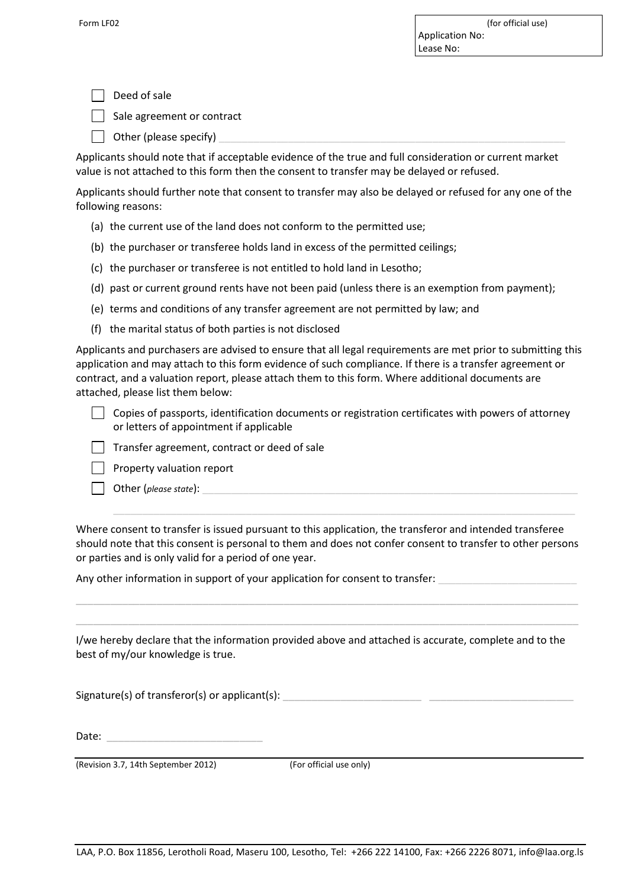Form LF02

| (for official use) |
| --- |
| Application No: |
| Lease No: |

- ☐ Deed of sale
- ☐ Sale agreement or contract
- ☐ Other (please specify) ____________________

Applicants should note that if acceptable evidence of the true and full consideration or current market value is not attached to this form then the consent to transfer may be delayed or refused.

Applicants should further note that consent to transfer may also be delayed or refused for any one of the following reasons:

(a) the current use of the land does not conform to the permitted use;

(b) the purchaser or transferee holds land in excess of the permitted ceilings;

(c) the purchaser or transferee is not entitled to hold land in Lesotho;

(d) past or current ground rents have not been paid (unless there is an exemption from payment);

(e) terms and conditions of any transfer agreement are not permitted by law; and

(f) the marital status of both parties is not disclosed

Applicants and purchasers are advised to ensure that all legal requirements are met prior to submitting this application and may attach to this form evidence of such compliance. If there is a transfer agreement or contract, and a valuation report, please attach them to this form. Where additional documents are attached, please list them below:

- ☐ Copies of passports, identification documents or registration certificates with powers of attorney or letters of appointment if applicable
- ☐ Transfer agreement, contract or deed of sale
- ☐ Property valuation report
- ☐ Other (*please state*): ____________________

____________________

Where consent to transfer is issued pursuant to this application, the transferor and intended transferee should note that this consent is personal to them and does not confer consent to transfer to other persons or parties and is only valid for a period of one year.

Any other information in support of your application for consent to transfer: ____________________

____________________

____________________

I/we hereby declare that the information provided above and attached is accurate, complete and to the best of my/our knowledge is true.

Signature(s) of transferor(s) or applicant(s): ____________________ ____________________

Date: ____________________

(Revision 3.7, 14th September 2012) (For official use only)

LAA, P.O. Box 11856, Lerotholi Road, Maseru 100, Lesotho, Tel: +266 222 14100, Fax: +266 2226 8071, info@laa.org.ls